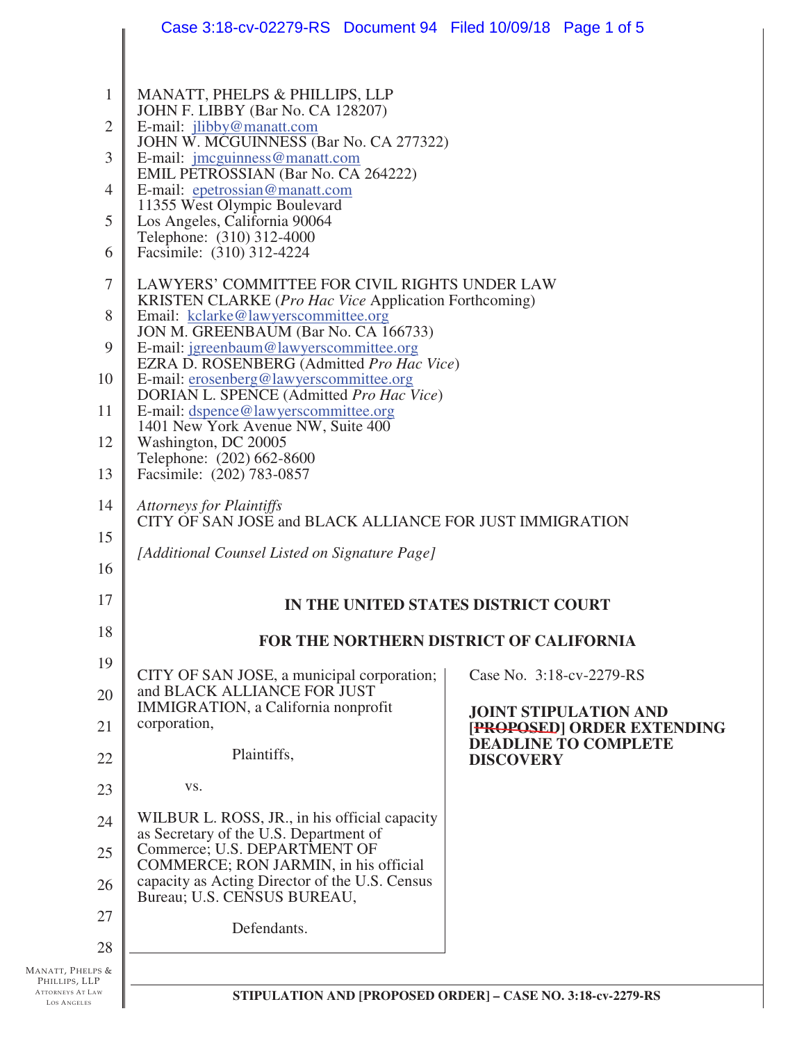MANATT, PHELPS & PHILLIPS, LLP
JOHN F. LIBBY (Bar No. CA 128207)
E-mail: jlibby@manatt.com
JOHN W. MCGUINNESS (Bar No. CA 277322)
E-mail: jmcguinness@manatt.com
EMIL PETROSSIAN (Bar No. CA 264222)
E-mail: epetrossian@manatt.com
11355 West Olympic Boulevard
Los Angeles, California 90064
Telephone: (310) 312-4000
Facsimile: (310) 312-4224

LAWYERS' COMMITTEE FOR CIVIL RIGHTS UNDER LAW
KRISTEN CLARKE (*Pro Hac Vice* Application Forthcoming)
Email: kclarke@lawyerscommittee.org
JON M. GREENBAUM (Bar No. CA 166733)
E-mail: jgreenbaum@lawyerscommittee.org
EZRA D. ROSENBERG (Admitted *Pro Hac Vice*)
E-mail: erosenberg@lawyerscommittee.org
DORIAN L. SPENCE (Admitted *Pro Hac Vice*)
E-mail: dspence@lawyerscommittee.org
1401 New York Avenue NW, Suite 400
Washington, DC 20005
Telephone: (202) 662-8600
Facsimile: (202) 783-0857

*Attorneys for Plaintiffs*
CITY OF SAN JOSE and BLACK ALLIANCE FOR JUST IMMIGRATION

*[Additional Counsel Listed on Signature Page]*

**IN THE UNITED STATES DISTRICT COURT**

**FOR THE NORTHERN DISTRICT OF CALIFORNIA**

| | |
|---|---|
| CITY OF SAN JOSE, a municipal corporation; and BLACK ALLIANCE FOR JUST IMMIGRATION, a California nonprofit corporation,<br><br>Plaintiffs,<br><br>vs.<br><br>WILBUR L. ROSS, JR., in his official capacity as Secretary of the U.S. Department of Commerce; U.S. DEPARTMENT OF COMMERCE; RON JARMIN, in his official capacity as Acting Director of the U.S. Census Bureau; U.S. CENSUS BUREAU,<br><br>Defendants. | Case No. 3:18-cv-2279-RS<br><br>**JOINT STIPULATION AND ~~[PROPOSED]~~ ORDER EXTENDING DEADLINE TO COMPLETE DISCOVERY** |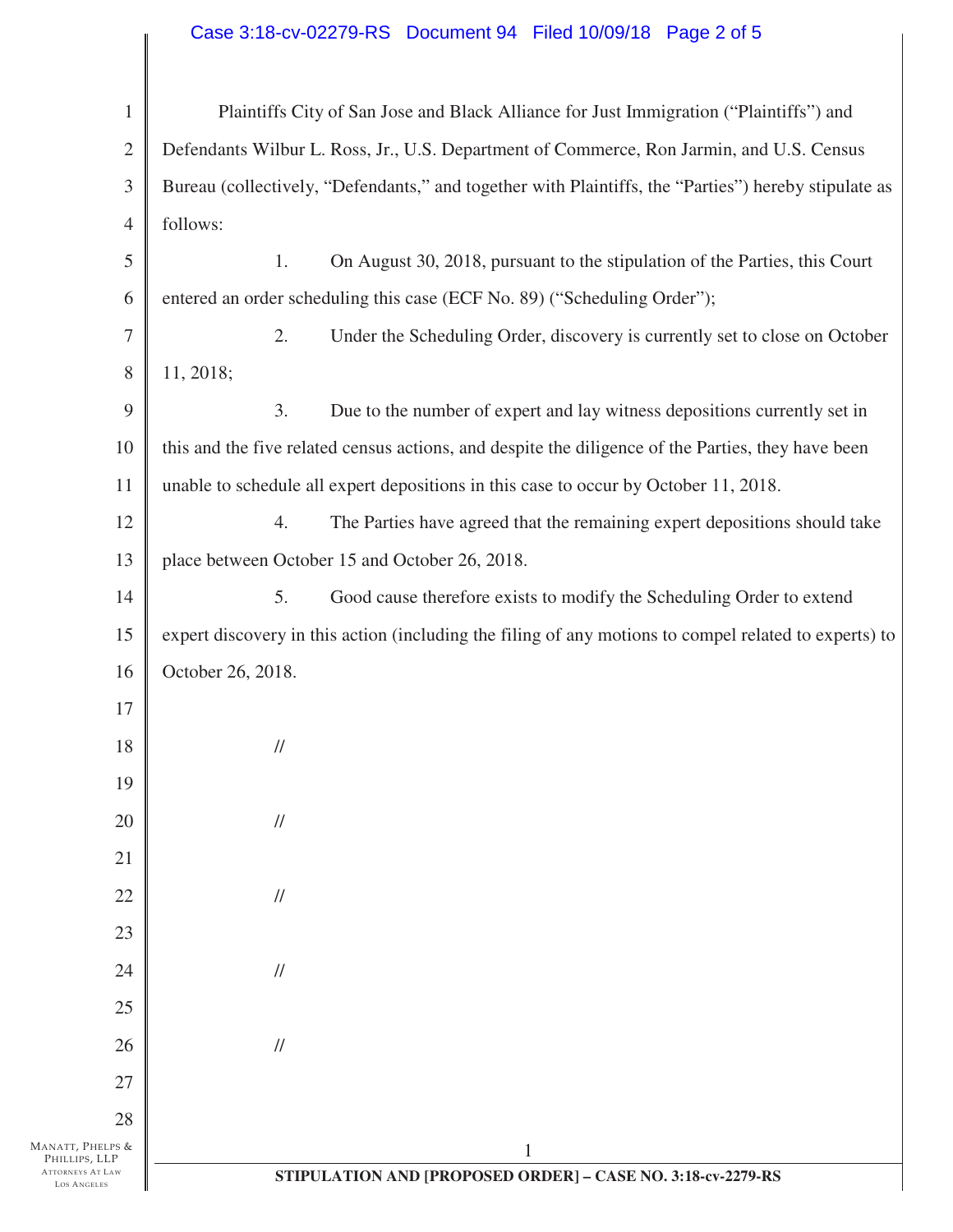Plaintiffs City of San Jose and Black Alliance for Just Immigration ("Plaintiffs") and Defendants Wilbur L. Ross, Jr., U.S. Department of Commerce, Ron Jarmin, and U.S. Census Bureau (collectively, "Defendants," and together with Plaintiffs, the "Parties") hereby stipulate as follows:

1. On August 30, 2018, pursuant to the stipulation of the Parties, this Court entered an order scheduling this case (ECF No. 89) ("Scheduling Order");

2. Under the Scheduling Order, discovery is currently set to close on October 11, 2018;

3. Due to the number of expert and lay witness depositions currently set in this and the five related census actions, and despite the diligence of the Parties, they have been unable to schedule all expert depositions in this case to occur by October 11, 2018.

4. The Parties have agreed that the remaining expert depositions should take place between October 15 and October 26, 2018.

5. Good cause therefore exists to modify the Scheduling Order to extend expert discovery in this action (including the filing of any motions to compel related to experts) to October 26, 2018.

//

//

//

//

//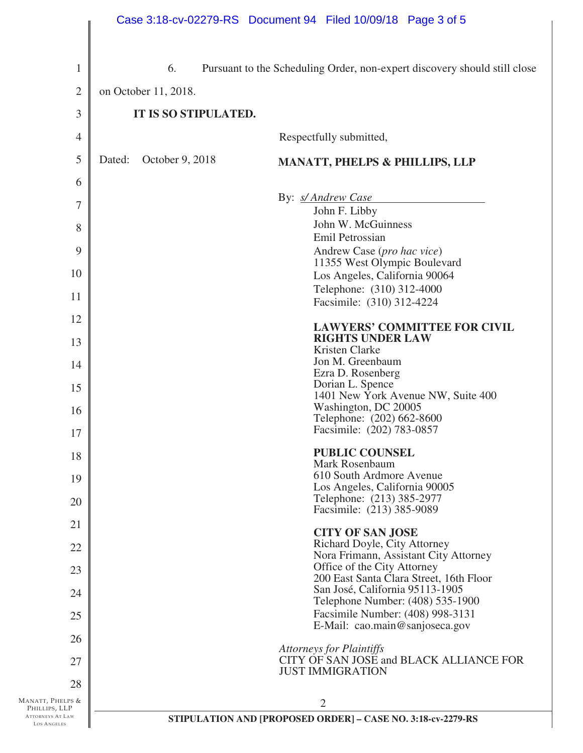6. Pursuant to the Scheduling Order, non-expert discovery should still close on October 11, 2018.

**IT IS SO STIPULATED.**

Respectfully submitted,

Dated: October 9, 2018

**MANATT, PHELPS & PHILLIPS, LLP**

By: *s/ Andrew Case*
John F. Libby
John W. McGuinness
Emil Petrossian
Andrew Case (*pro hac vice*)
11355 West Olympic Boulevard
Los Angeles, California 90064
Telephone: (310) 312-4000
Facsimile: (310) 312-4224

**LAWYERS' COMMITTEE FOR CIVIL RIGHTS UNDER LAW**
Kristen Clarke
Jon M. Greenbaum
Ezra D. Rosenberg
Dorian L. Spence
1401 New York Avenue NW, Suite 400
Washington, DC 20005
Telephone: (202) 662-8600
Facsimile: (202) 783-0857

**PUBLIC COUNSEL**
Mark Rosenbaum
610 South Ardmore Avenue
Los Angeles, California 90005
Telephone: (213) 385-2977
Facsimile: (213) 385-9089

**CITY OF SAN JOSE**
Richard Doyle, City Attorney
Nora Frimann, Assistant City Attorney
Office of the City Attorney
200 East Santa Clara Street, 16th Floor
San José, California 95113-1905
Telephone Number: (408) 535-1900
Facsimile Number: (408) 998-3131
E-Mail: cao.main@sanjoseca.gov

*Attorneys for Plaintiffs*
CITY OF SAN JOSE and BLACK ALLIANCE FOR JUST IMMIGRATION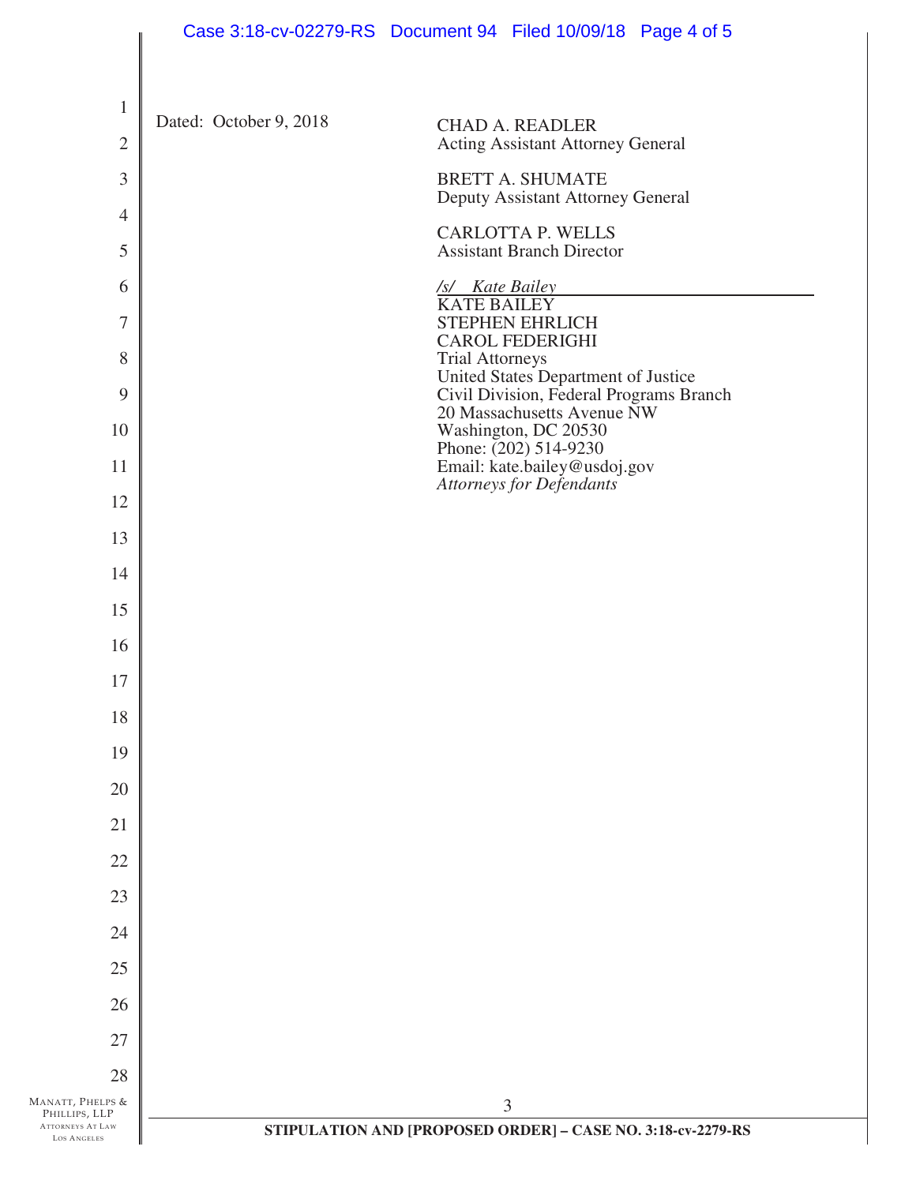Dated: October 9, 2018

CHAD A. READLER
Acting Assistant Attorney General

BRETT A. SHUMATE
Deputy Assistant Attorney General

CARLOTTA P. WELLS
Assistant Branch Director

*/s/ Kate Bailey*
KATE BAILEY
STEPHEN EHRLICH
CAROL FEDERIGHI
Trial Attorneys
United States Department of Justice
Civil Division, Federal Programs Branch
20 Massachusetts Avenue NW
Washington, DC 20530
Phone: (202) 514-9230
Email: kate.bailey@usdoj.gov
*Attorneys for Defendants*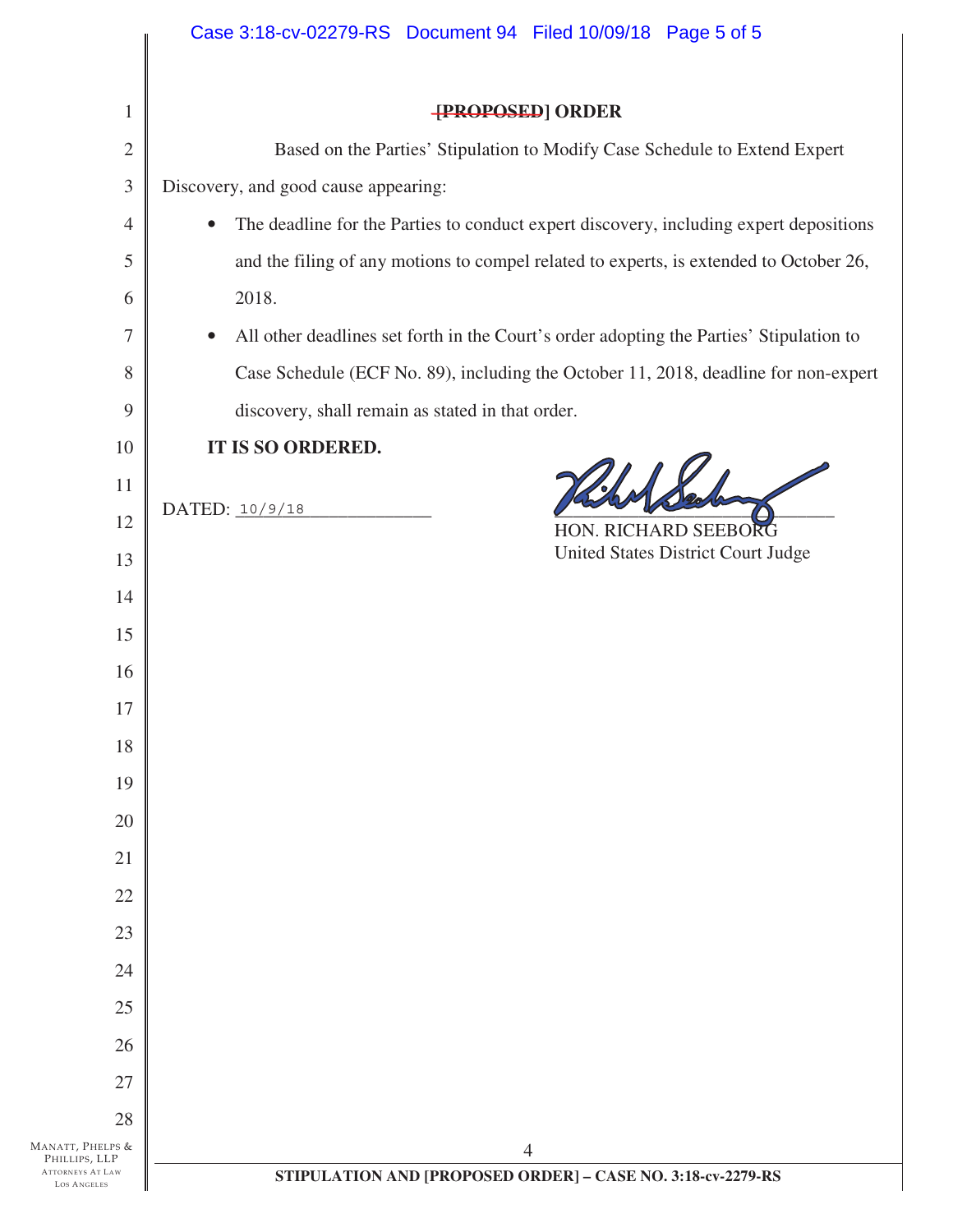# ~~[PROPOSED]~~ ORDER

Based on the Parties' Stipulation to Modify Case Schedule to Extend Expert Discovery, and good cause appearing:

- The deadline for the Parties to conduct expert discovery, including expert depositions and the filing of any motions to compel related to experts, is extended to October 26, 2018.
- All other deadlines set forth in the Court's order adopting the Parties' Stipulation to Case Schedule (ECF No. 89), including the October 11, 2018, deadline for non-expert discovery, shall remain as stated in that order.

**IT IS SO ORDERED.**

DATED: 10/9/18

HON. RICHARD SEEBORG
United States District Court Judge